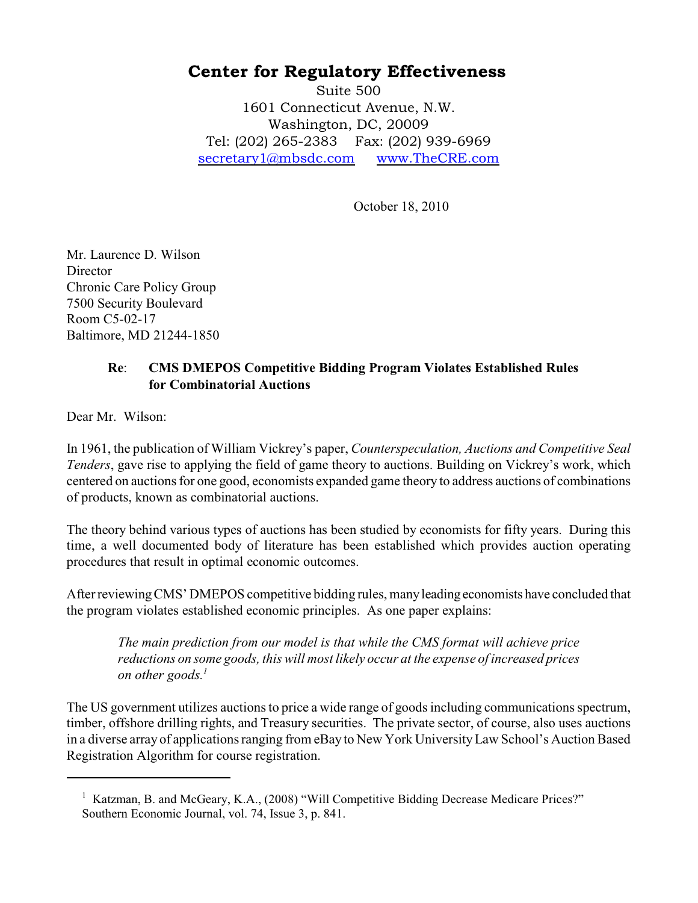# Center for Regulatory Effectiveness

Suite 500
1601 Connecticut Avenue, N.W.
Washington, DC, 20009
Tel: (202) 265-2383 Fax: (202) 939-6969
secretary1@mbsdc.com www.TheCRE.com

October 18, 2010

Mr. Laurence D. Wilson
Director
Chronic Care Policy Group
7500 Security Boulevard
Room C5-02-17
Baltimore, MD 21244-1850

**Re**: **CMS DMEPOS Competitive Bidding Program Violates Established Rules for Combinatorial Auctions**

Dear Mr. Wilson:

In 1961, the publication of William Vickrey's paper, *Counterspeculation, Auctions and Competitive Seal Tenders*, gave rise to applying the field of game theory to auctions. Building on Vickrey's work, which centered on auctions for one good, economists expanded game theory to address auctions of combinations of products, known as combinatorial auctions.

The theory behind various types of auctions has been studied by economists for fifty years. During this time, a well documented body of literature has been established which provides auction operating procedures that result in optimal economic outcomes.

After reviewing CMS' DMEPOS competitive bidding rules, many leading economists have concluded that the program violates established economic principles. As one paper explains:

> *The main prediction from our model is that while the CMS format will achieve price reductions on some goods, this will most likely occur at the expense of increased prices on other goods.*[1]

The US government utilizes auctions to price a wide range of goods including communications spectrum, timber, offshore drilling rights, and Treasury securities. The private sector, of course, also uses auctions in a diverse array of applications ranging from eBay to New York University Law School's Auction Based Registration Algorithm for course registration.

---

[1] Katzman, B. and McGeary, K.A., (2008) "Will Competitive Bidding Decrease Medicare Prices?" Southern Economic Journal, vol. 74, Issue 3, p. 841.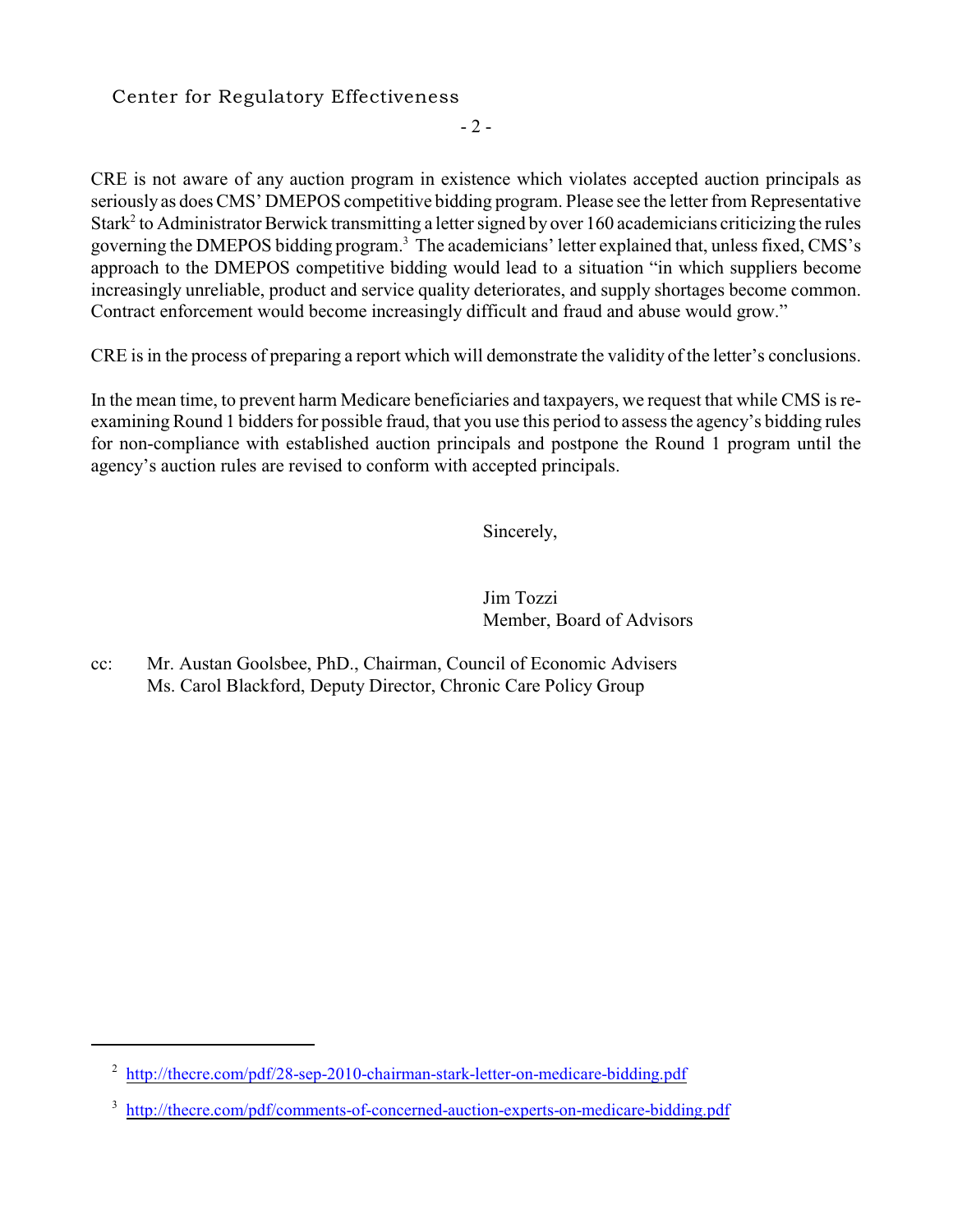CRE is not aware of any auction program in existence which violates accepted auction principals as seriously as does CMS' DMEPOS competitive bidding program. Please see the letter from Representative Stark[2] to Administrator Berwick transmitting a letter signed by over 160 academicians criticizing the rules governing the DMEPOS bidding program.[3] The academicians' letter explained that, unless fixed, CMS's approach to the DMEPOS competitive bidding would lead to a situation "in which suppliers become increasingly unreliable, product and service quality deteriorates, and supply shortages become common. Contract enforcement would become increasingly difficult and fraud and abuse would grow."

CRE is in the process of preparing a report which will demonstrate the validity of the letter's conclusions.

In the mean time, to prevent harm Medicare beneficiaries and taxpayers, we request that while CMS is re-examining Round 1 bidders for possible fraud, that you use this period to assess the agency's bidding rules for non-compliance with established auction principals and postpone the Round 1 program until the agency's auction rules are revised to conform with accepted principals.

Sincerely,

Jim Tozzi
Member, Board of Advisors

cc: Mr. Austan Goolsbee, PhD., Chairman, Council of Economic Advisers
Ms. Carol Blackford, Deputy Director, Chronic Care Policy Group

---

[2] http://thecre.com/pdf/28-sep-2010-chairman-stark-letter-on-medicare-bidding.pdf

[3] http://thecre.com/pdf/comments-of-concerned-auction-experts-on-medicare-bidding.pdf